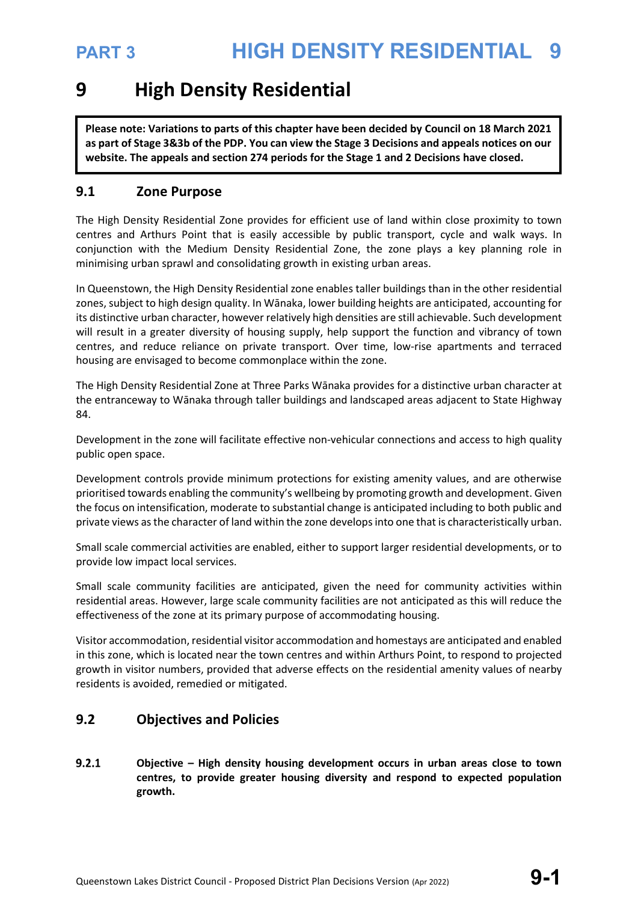# 9 High Density Residential

**Please note: Variations to parts of this chapter have been decided by Council on 18 March 2021 as part of Stage 3&3b of the PDP. You can view the Stage 3 Decisions and appeals notices on our website. The appeals and section 274 periods for the Stage 1 and 2 Decisions have closed.**

## 9.1 Zone Purpose

The High Density Residential Zone provides for efficient use of land within close proximity to town centres and Arthurs Point that is easily accessible by public transport, cycle and walk ways. In conjunction with the Medium Density Residential Zone, the zone plays a key planning role in minimising urban sprawl and consolidating growth in existing urban areas.

In Queenstown, the High Density Residential zone enables taller buildings than in the other residential zones, subject to high design quality. In Wānaka, lower building heights are anticipated, accounting for its distinctive urban character, however relatively high densities are still achievable. Such development will result in a greater diversity of housing supply, help support the function and vibrancy of town centres, and reduce reliance on private transport. Over time, low-rise apartments and terraced housing are envisaged to become commonplace within the zone.

The High Density Residential Zone at Three Parks Wānaka provides for a distinctive urban character at the entranceway to Wānaka through taller buildings and landscaped areas adjacent to State Highway 84.

Development in the zone will facilitate effective non-vehicular connections and access to high quality public open space.

Development controls provide minimum protections for existing amenity values, and are otherwise prioritised towards enabling the community's wellbeing by promoting growth and development. Given the focus on intensification, moderate to substantial change is anticipated including to both public and private views as the character of land within the zone develops into one that is characteristically urban.

Small scale commercial activities are enabled, either to support larger residential developments, or to provide low impact local services.

Small scale community facilities are anticipated, given the need for community activities within residential areas. However, large scale community facilities are not anticipated as this will reduce the effectiveness of the zone at its primary purpose of accommodating housing.

Visitor accommodation, residential visitor accommodation and homestays are anticipated and enabled in this zone, which is located near the town centres and within Arthurs Point, to respond to projected growth in visitor numbers, provided that adverse effects on the residential amenity values of nearby residents is avoided, remedied or mitigated.

## 9.2 Objectives and Policies

**9.2.1 Objective – High density housing development occurs in urban areas close to town centres, to provide greater housing diversity and respond to expected population growth.**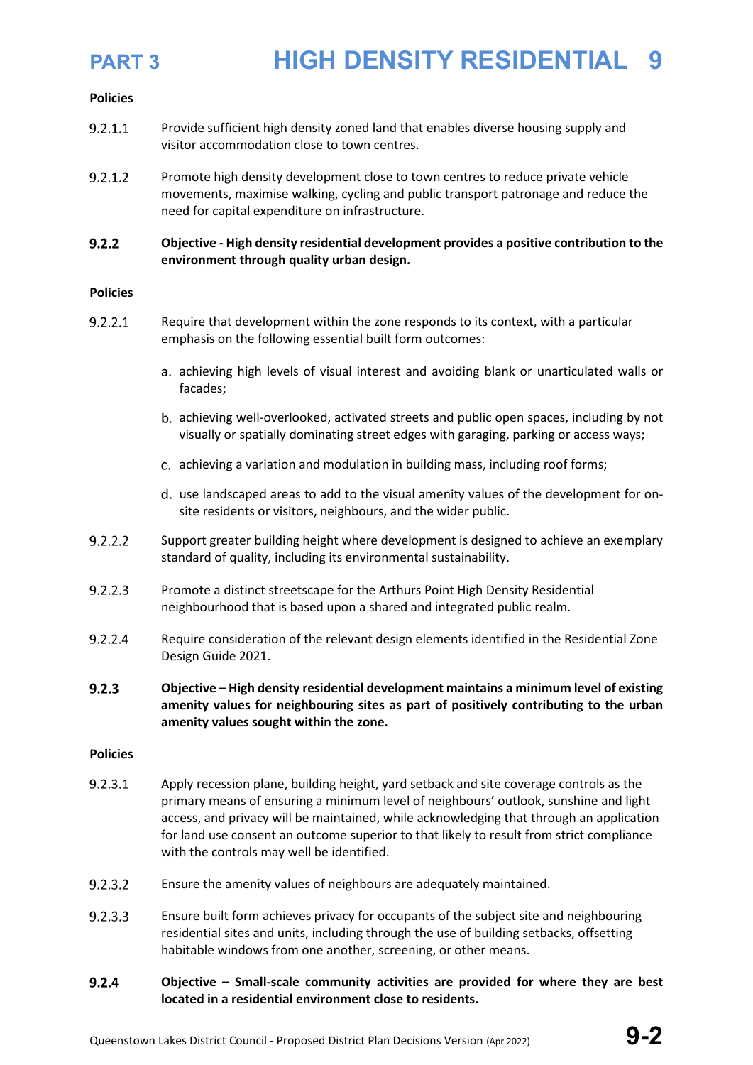**Policies**

9.2.1.1 Provide sufficient high density zoned land that enables diverse housing supply and visitor accommodation close to town centres.

9.2.1.2 Promote high density development close to town centres to reduce private vehicle movements, maximise walking, cycling and public transport patronage and reduce the need for capital expenditure on infrastructure.

**9.2.2 Objective - High density residential development provides a positive contribution to the environment through quality urban design.**

**Policies**

9.2.2.1 Require that development within the zone responds to its context, with a particular emphasis on the following essential built form outcomes:

a. achieving high levels of visual interest and avoiding blank or unarticulated walls or facades;

b. achieving well-overlooked, activated streets and public open spaces, including by not visually or spatially dominating street edges with garaging, parking or access ways;

c. achieving a variation and modulation in building mass, including roof forms;

d. use landscaped areas to add to the visual amenity values of the development for on-site residents or visitors, neighbours, and the wider public.

9.2.2.2 Support greater building height where development is designed to achieve an exemplary standard of quality, including its environmental sustainability.

9.2.2.3 Promote a distinct streetscape for the Arthurs Point High Density Residential neighbourhood that is based upon a shared and integrated public realm.

9.2.2.4 Require consideration of the relevant design elements identified in the Residential Zone Design Guide 2021.

**9.2.3 Objective – High density residential development maintains a minimum level of existing amenity values for neighbouring sites as part of positively contributing to the urban amenity values sought within the zone.**

**Policies**

9.2.3.1 Apply recession plane, building height, yard setback and site coverage controls as the primary means of ensuring a minimum level of neighbours' outlook, sunshine and light access, and privacy will be maintained, while acknowledging that through an application for land use consent an outcome superior to that likely to result from strict compliance with the controls may well be identified.

9.2.3.2 Ensure the amenity values of neighbours are adequately maintained.

9.2.3.3 Ensure built form achieves privacy for occupants of the subject site and neighbouring residential sites and units, including through the use of building setbacks, offsetting habitable windows from one another, screening, or other means.

**9.2.4 Objective – Small-scale community activities are provided for where they are best located in a residential environment close to residents.**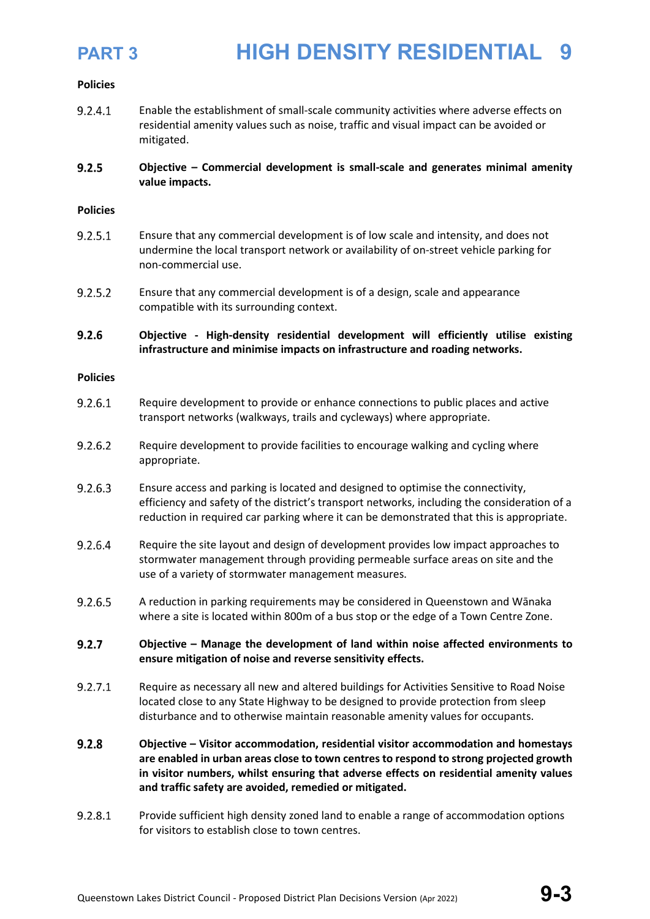**Policies**

9.2.4.1 Enable the establishment of small-scale community activities where adverse effects on residential amenity values such as noise, traffic and visual impact can be avoided or mitigated.

**9.2.5 Objective – Commercial development is small-scale and generates minimal amenity value impacts.**

**Policies**

9.2.5.1 Ensure that any commercial development is of low scale and intensity, and does not undermine the local transport network or availability of on-street vehicle parking for non-commercial use.

9.2.5.2 Ensure that any commercial development is of a design, scale and appearance compatible with its surrounding context.

**9.2.6 Objective - High-density residential development will efficiently utilise existing infrastructure and minimise impacts on infrastructure and roading networks.**

**Policies**

9.2.6.1 Require development to provide or enhance connections to public places and active transport networks (walkways, trails and cycleways) where appropriate.

9.2.6.2 Require development to provide facilities to encourage walking and cycling where appropriate.

9.2.6.3 Ensure access and parking is located and designed to optimise the connectivity, efficiency and safety of the district's transport networks, including the consideration of a reduction in required car parking where it can be demonstrated that this is appropriate.

9.2.6.4 Require the site layout and design of development provides low impact approaches to stormwater management through providing permeable surface areas on site and the use of a variety of stormwater management measures.

9.2.6.5 A reduction in parking requirements may be considered in Queenstown and Wānaka where a site is located within 800m of a bus stop or the edge of a Town Centre Zone.

**9.2.7 Objective – Manage the development of land within noise affected environments to ensure mitigation of noise and reverse sensitivity effects.**

9.2.7.1 Require as necessary all new and altered buildings for Activities Sensitive to Road Noise located close to any State Highway to be designed to provide protection from sleep disturbance and to otherwise maintain reasonable amenity values for occupants.

**9.2.8 Objective – Visitor accommodation, residential visitor accommodation and homestays are enabled in urban areas close to town centres to respond to strong projected growth in visitor numbers, whilst ensuring that adverse effects on residential amenity values and traffic safety are avoided, remedied or mitigated.**

9.2.8.1 Provide sufficient high density zoned land to enable a range of accommodation options for visitors to establish close to town centres.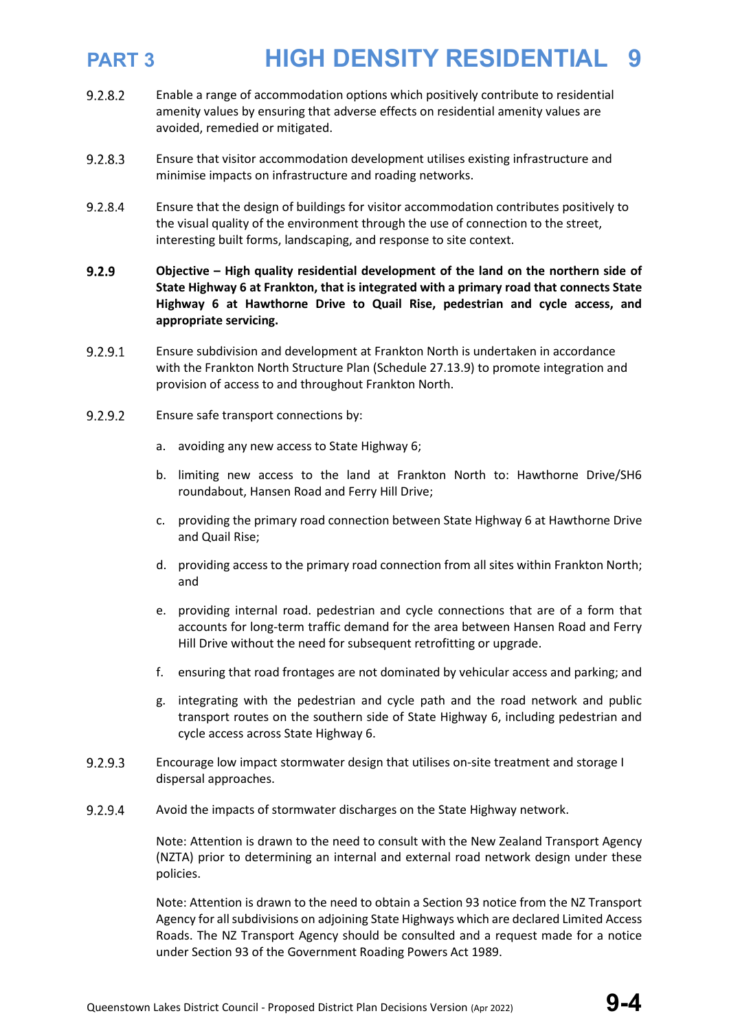9.2.8.2 Enable a range of accommodation options which positively contribute to residential amenity values by ensuring that adverse effects on residential amenity values are avoided, remedied or mitigated.

9.2.8.3 Ensure that visitor accommodation development utilises existing infrastructure and minimise impacts on infrastructure and roading networks.

9.2.8.4 Ensure that the design of buildings for visitor accommodation contributes positively to the visual quality of the environment through the use of connection to the street, interesting built forms, landscaping, and response to site context.

**9.2.9 Objective – High quality residential development of the land on the northern side of State Highway 6 at Frankton, that is integrated with a primary road that connects State Highway 6 at Hawthorne Drive to Quail Rise, pedestrian and cycle access, and appropriate servicing.**

9.2.9.1 Ensure subdivision and development at Frankton North is undertaken in accordance with the Frankton North Structure Plan (Schedule 27.13.9) to promote integration and provision of access to and throughout Frankton North.

9.2.9.2 Ensure safe transport connections by:

a. avoiding any new access to State Highway 6;

b. limiting new access to the land at Frankton North to: Hawthorne Drive/SH6 roundabout, Hansen Road and Ferry Hill Drive;

c. providing the primary road connection between State Highway 6 at Hawthorne Drive and Quail Rise;

d. providing access to the primary road connection from all sites within Frankton North; and

e. providing internal road. pedestrian and cycle connections that are of a form that accounts for long-term traffic demand for the area between Hansen Road and Ferry Hill Drive without the need for subsequent retrofitting or upgrade.

f. ensuring that road frontages are not dominated by vehicular access and parking; and

g. integrating with the pedestrian and cycle path and the road network and public transport routes on the southern side of State Highway 6, including pedestrian and cycle access across State Highway 6.

9.2.9.3 Encourage low impact stormwater design that utilises on-site treatment and storage I dispersal approaches.

9.2.9.4 Avoid the impacts of stormwater discharges on the State Highway network.

Note: Attention is drawn to the need to consult with the New Zealand Transport Agency (NZTA) prior to determining an internal and external road network design under these policies.

Note: Attention is drawn to the need to obtain a Section 93 notice from the NZ Transport Agency for all subdivisions on adjoining State Highways which are declared Limited Access Roads. The NZ Transport Agency should be consulted and a request made for a notice under Section 93 of the Government Roading Powers Act 1989.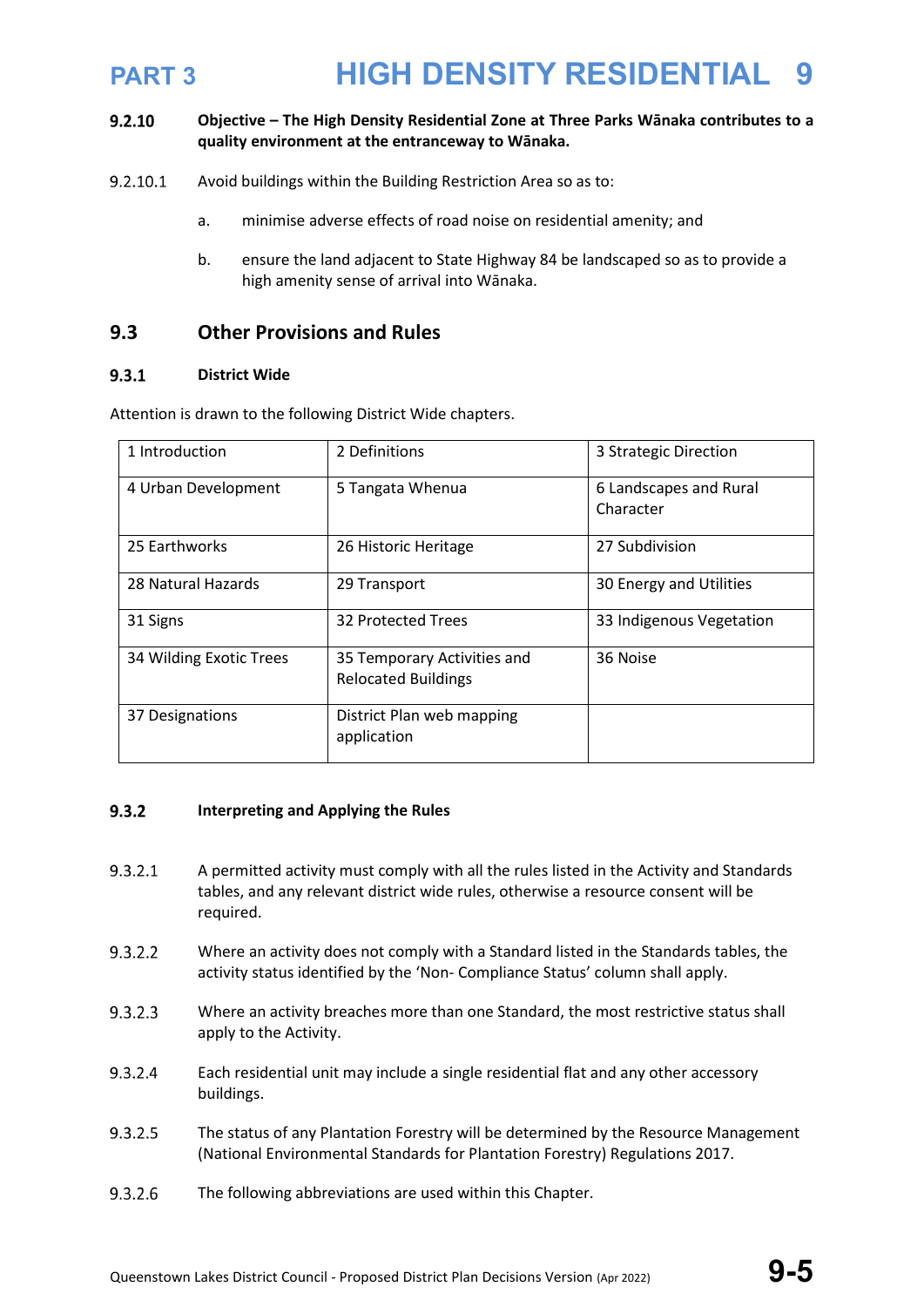**9.2.10 Objective – The High Density Residential Zone at Three Parks Wānaka contributes to a quality environment at the entranceway to Wānaka.**

9.2.10.1 Avoid buildings within the Building Restriction Area so as to:

a. minimise adverse effects of road noise on residential amenity; and

b. ensure the land adjacent to State Highway 84 be landscaped so as to provide a high amenity sense of arrival into Wānaka.

## 9.3 Other Provisions and Rules

### 9.3.1 District Wide

Attention is drawn to the following District Wide chapters.

| 1 Introduction | 2 Definitions | 3 Strategic Direction |
|---|---|---|
| 4 Urban Development | 5 Tangata Whenua | 6 Landscapes and Rural Character |
| 25 Earthworks | 26 Historic Heritage | 27 Subdivision |
| 28 Natural Hazards | 29 Transport | 30 Energy and Utilities |
| 31 Signs | 32 Protected Trees | 33 Indigenous Vegetation |
| 34 Wilding Exotic Trees | 35 Temporary Activities and Relocated Buildings | 36 Noise |
| 37 Designations | District Plan web mapping application | |

### 9.3.2 Interpreting and Applying the Rules

9.3.2.1 A permitted activity must comply with all the rules listed in the Activity and Standards tables, and any relevant district wide rules, otherwise a resource consent will be required.

9.3.2.2 Where an activity does not comply with a Standard listed in the Standards tables, the activity status identified by the 'Non- Compliance Status' column shall apply.

9.3.2.3 Where an activity breaches more than one Standard, the most restrictive status shall apply to the Activity.

9.3.2.4 Each residential unit may include a single residential flat and any other accessory buildings.

9.3.2.5 The status of any Plantation Forestry will be determined by the Resource Management (National Environmental Standards for Plantation Forestry) Regulations 2017.

9.3.2.6 The following abbreviations are used within this Chapter.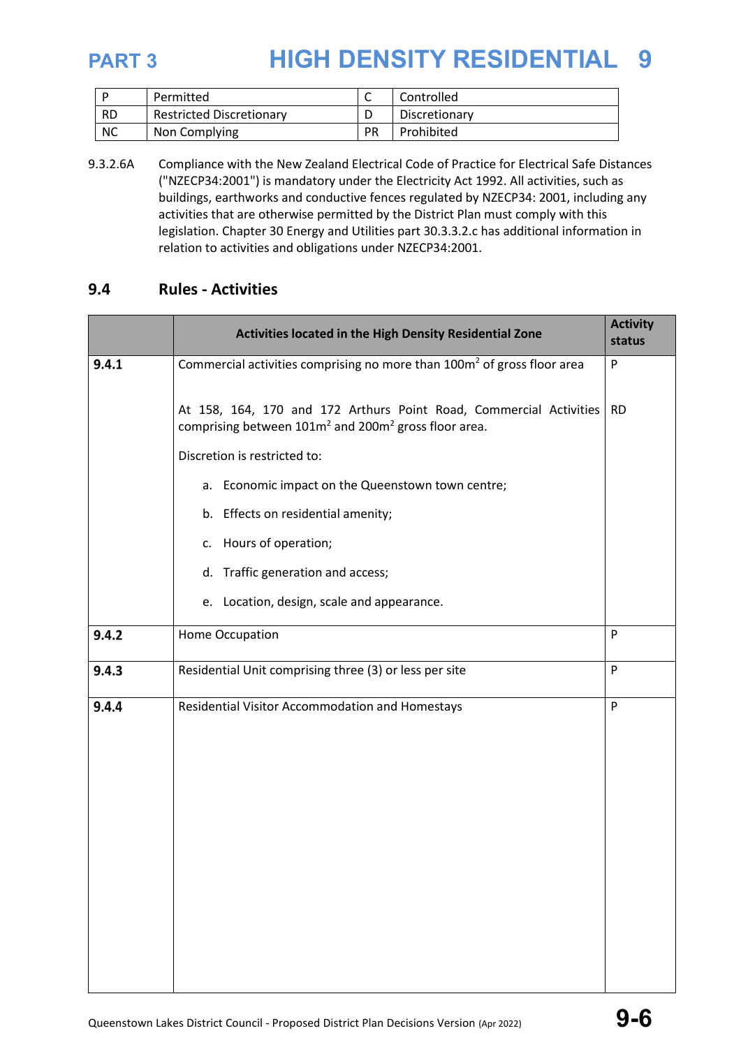| P | Permitted | C | Controlled |
|---|---|---|---|
| RD | Restricted Discretionary | D | Discretionary |
| NC | Non Complying | PR | Prohibited |

9.3.2.6A Compliance with the New Zealand Electrical Code of Practice for Electrical Safe Distances ("NZECP34:2001") is mandatory under the Electricity Act 1992. All activities, such as buildings, earthworks and conductive fences regulated by NZECP34: 2001, including any activities that are otherwise permitted by the District Plan must comply with this legislation. Chapter 30 Energy and Utilities part 30.3.3.2.c has additional information in relation to activities and obligations under NZECP34:2001.

## 9.4 Rules - Activities

| | Activities located in the High Density Residential Zone | Activity status |
|---|---|---|
| **9.4.1** | Commercial activities comprising no more than 100m² of gross floor area | P |
| | At 158, 164, 170 and 172 Arthurs Point Road, Commercial Activities comprising between 101m² and 200m² gross floor area.<br><br>Discretion is restricted to:<br><br>a. Economic impact on the Queenstown town centre;<br>b. Effects on residential amenity;<br>c. Hours of operation;<br>d. Traffic generation and access;<br>e. Location, design, scale and appearance. | RD |
| **9.4.2** | Home Occupation | P |
| **9.4.3** | Residential Unit comprising three (3) or less per site | P |
| **9.4.4** | Residential Visitor Accommodation and Homestays | P |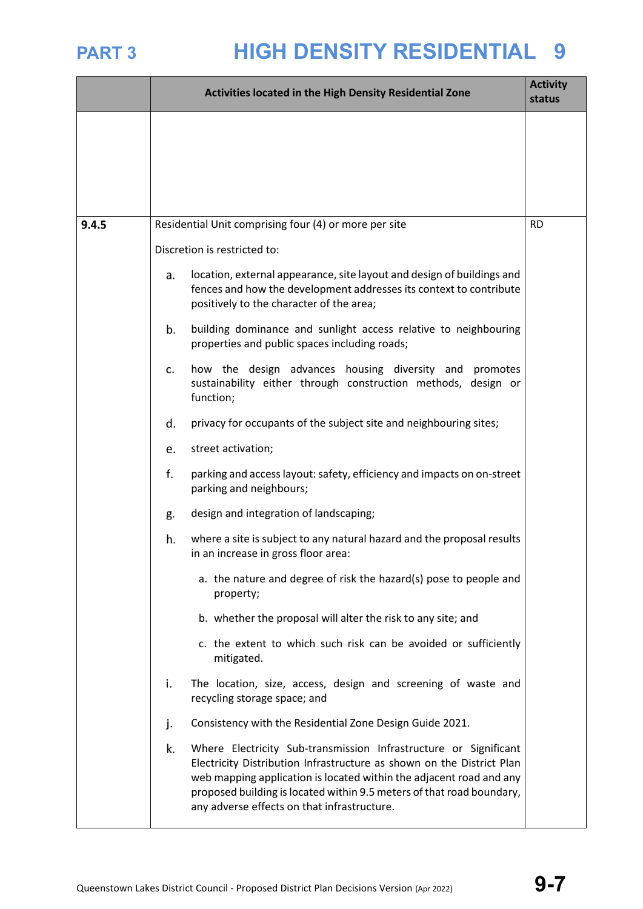| | Activities located in the High Density Residential Zone | Activity status |
|---|---|---|
| | | |
| 9.4.5 | Residential Unit comprising four (4) or more per site<br><br>Discretion is restricted to:<br><br>a. location, external appearance, site layout and design of buildings and fences and how the development addresses its context to contribute positively to the character of the area;<br><br>b. building dominance and sunlight access relative to neighbouring properties and public spaces including roads;<br><br>c. how the design advances housing diversity and promotes sustainability either through construction methods, design or function;<br><br>d. privacy for occupants of the subject site and neighbouring sites;<br><br>e. street activation;<br><br>f. parking and access layout: safety, efficiency and impacts on on-street parking and neighbours;<br><br>g. design and integration of landscaping;<br><br>h. where a site is subject to any natural hazard and the proposal results in an increase in gross floor area:<br><br>a. the nature and degree of risk the hazard(s) pose to people and property;<br><br>b. whether the proposal will alter the risk to any site; and<br><br>c. the extent to which such risk can be avoided or sufficiently mitigated.<br><br>i. The location, size, access, design and screening of waste and recycling storage space; and<br><br>j. Consistency with the Residential Zone Design Guide 2021.<br><br>k. Where Electricity Sub-transmission Infrastructure or Significant Electricity Distribution Infrastructure as shown on the District Plan web mapping application is located within the adjacent road and any proposed building is located within 9.5 meters of that road boundary, any adverse effects on that infrastructure. | RD |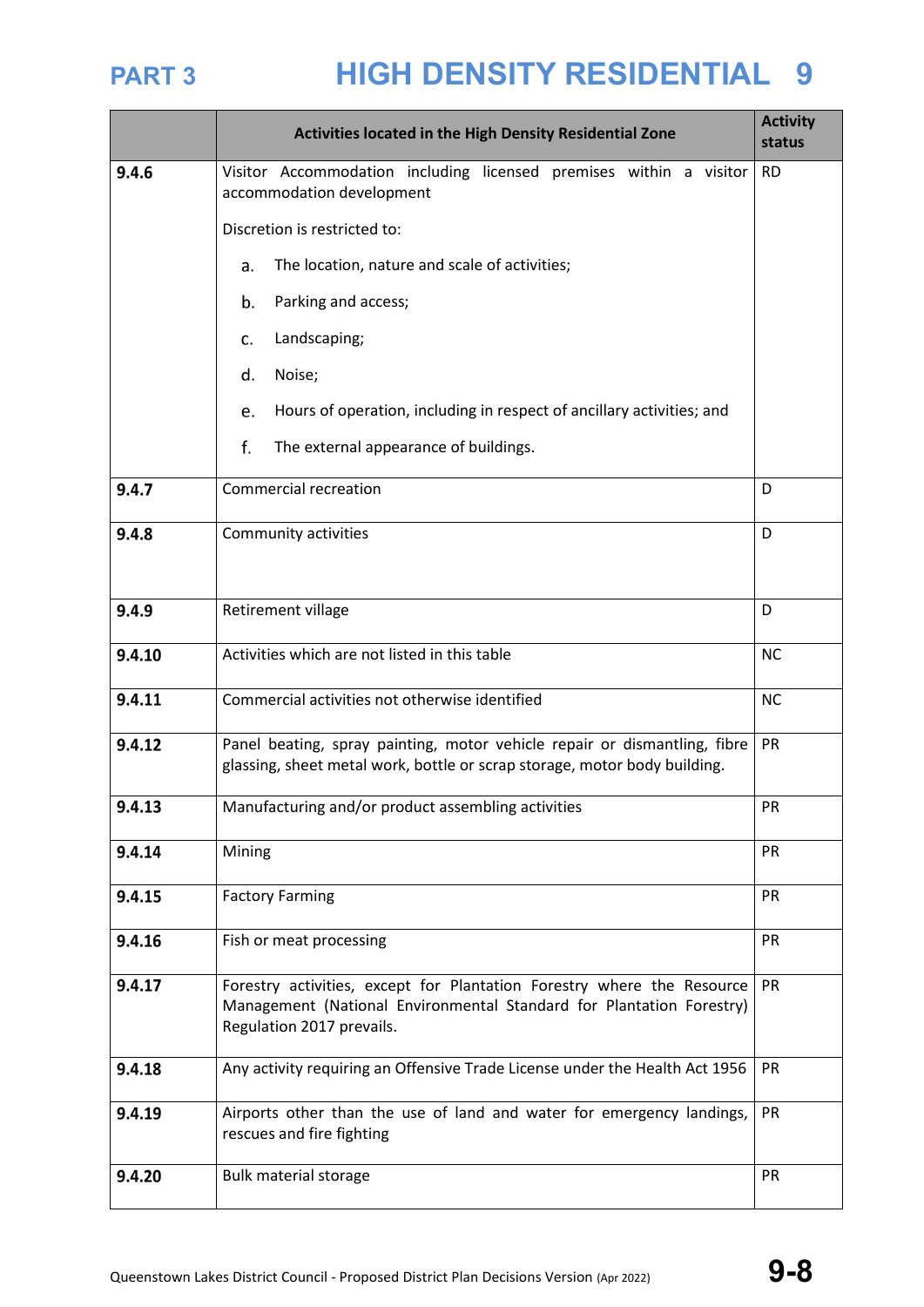| | Activities located in the High Density Residential Zone | Activity status |
|---|---|---|
| **9.4.6** | Visitor Accommodation including licensed premises within a visitor accommodation development<br><br>Discretion is restricted to:<br><br>a. The location, nature and scale of activities;<br><br>b. Parking and access;<br><br>c. Landscaping;<br><br>d. Noise;<br><br>e. Hours of operation, including in respect of ancillary activities; and<br><br>f. The external appearance of buildings. | RD |
| **9.4.7** | Commercial recreation | D |
| **9.4.8** | Community activities | D |
| **9.4.9** | Retirement village | D |
| **9.4.10** | Activities which are not listed in this table | NC |
| **9.4.11** | Commercial activities not otherwise identified | NC |
| **9.4.12** | Panel beating, spray painting, motor vehicle repair or dismantling, fibre glassing, sheet metal work, bottle or scrap storage, motor body building. | PR |
| **9.4.13** | Manufacturing and/or product assembling activities | PR |
| **9.4.14** | Mining | PR |
| **9.4.15** | Factory Farming | PR |
| **9.4.16** | Fish or meat processing | PR |
| **9.4.17** | Forestry activities, except for Plantation Forestry where the Resource Management (National Environmental Standard for Plantation Forestry) Regulation 2017 prevails. | PR |
| **9.4.18** | Any activity requiring an Offensive Trade License under the Health Act 1956 | PR |
| **9.4.19** | Airports other than the use of land and water for emergency landings, rescues and fire fighting | PR |
| **9.4.20** | Bulk material storage | PR |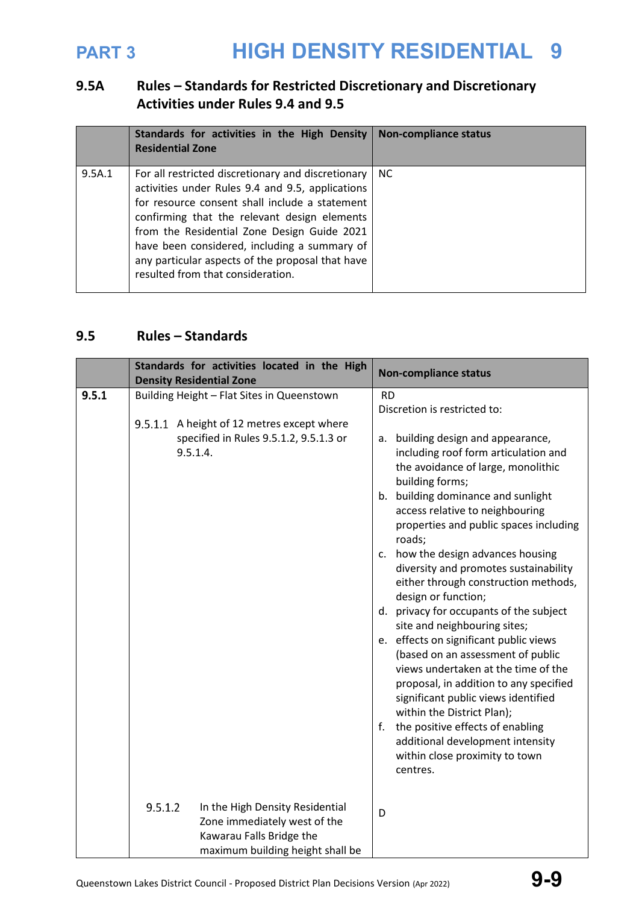## 9.5A Rules – Standards for Restricted Discretionary and Discretionary Activities under Rules 9.4 and 9.5

| | Standards for activities in the High Density Residential Zone | Non-compliance status |
|---|---|---|
| 9.5A.1 | For all restricted discretionary and discretionary activities under Rules 9.4 and 9.5, applications for resource consent shall include a statement confirming that the relevant design elements from the Residential Zone Design Guide 2021 have been considered, including a summary of any particular aspects of the proposal that have resulted from that consideration. | NC |

## 9.5 Rules – Standards

| | Standards for activities located in the High Density Residential Zone | Non-compliance status |
|---|---|---|
| **9.5.1** | Building Height – Flat Sites in Queenstown<br><br>9.5.1.1 A height of 12 metres except where specified in Rules 9.5.1.2, 9.5.1.3 or 9.5.1.4. | RD<br>Discretion is restricted to:<br><br>a. building design and appearance, including roof form articulation and the avoidance of large, monolithic building forms;<br>b. building dominance and sunlight access relative to neighbouring properties and public spaces including roads;<br>c. how the design advances housing diversity and promotes sustainability either through construction methods, design or function;<br>d. privacy for occupants of the subject site and neighbouring sites;<br>e. effects on significant public views (based on an assessment of public views undertaken at the time of the proposal, in addition to any specified significant public views identified within the District Plan);<br>f. the positive effects of enabling additional development intensity within close proximity to town centres. |
| | 9.5.1.2 In the High Density Residential Zone immediately west of the Kawarau Falls Bridge the maximum building height shall be | D |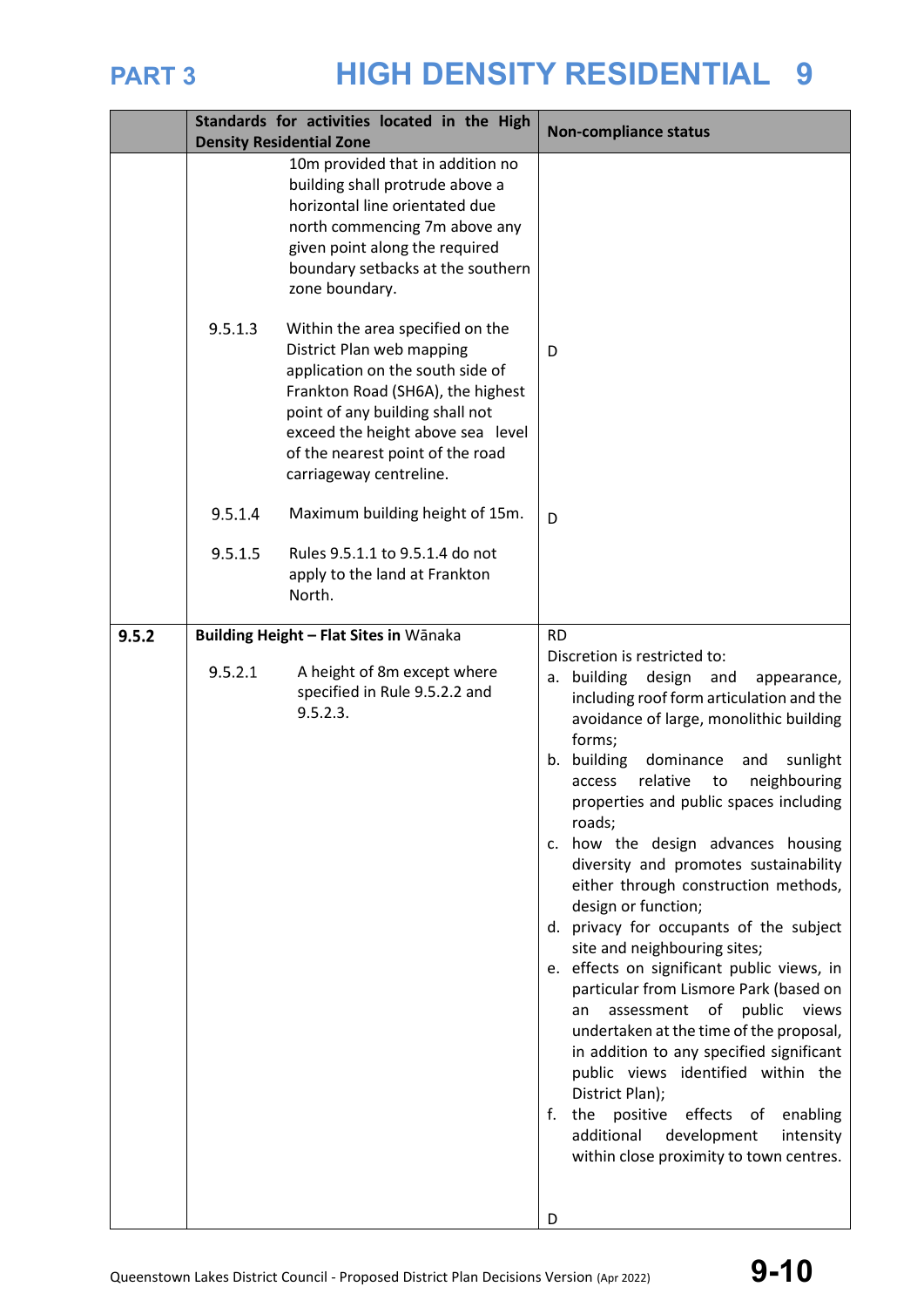# PART 3 HIGH DENSITY RESIDENTIAL 9

| | Standards for activities located in the High Density Residential Zone | Non-compliance status |
|---|---|---|
| | 10m provided that in addition no building shall protrude above a horizontal line orientated due north commencing 7m above any given point along the required boundary setbacks at the southern zone boundary. | |
| | 9.5.1.3 Within the area specified on the District Plan web mapping application on the south side of Frankton Road (SH6A), the highest point of any building shall not exceed the height above sea level of the nearest point of the road carriageway centreline. | D |
| | 9.5.1.4 Maximum building height of 15m. | D |
| | 9.5.1.5 Rules 9.5.1.1 to 9.5.1.4 do not apply to the land at Frankton North. | |
| **9.5.2** | **Building Height – Flat Sites in** Wānaka<br><br>9.5.2.1 A height of 8m except where specified in Rule 9.5.2.2 and 9.5.2.3. | RD<br>Discretion is restricted to:<br>a. building design and appearance, including roof form articulation and the avoidance of large, monolithic building forms;<br>b. building dominance and sunlight access relative to neighbouring properties and public spaces including roads;<br>c. how the design advances housing diversity and promotes sustainability either through construction methods, design or function;<br>d. privacy for occupants of the subject site and neighbouring sites;<br>e. effects on significant public views, in particular from Lismore Park (based on an assessment of public views undertaken at the time of the proposal, in addition to any specified significant public views identified within the District Plan);<br>f. the positive effects of enabling additional development intensity within close proximity to town centres.<br><br>D |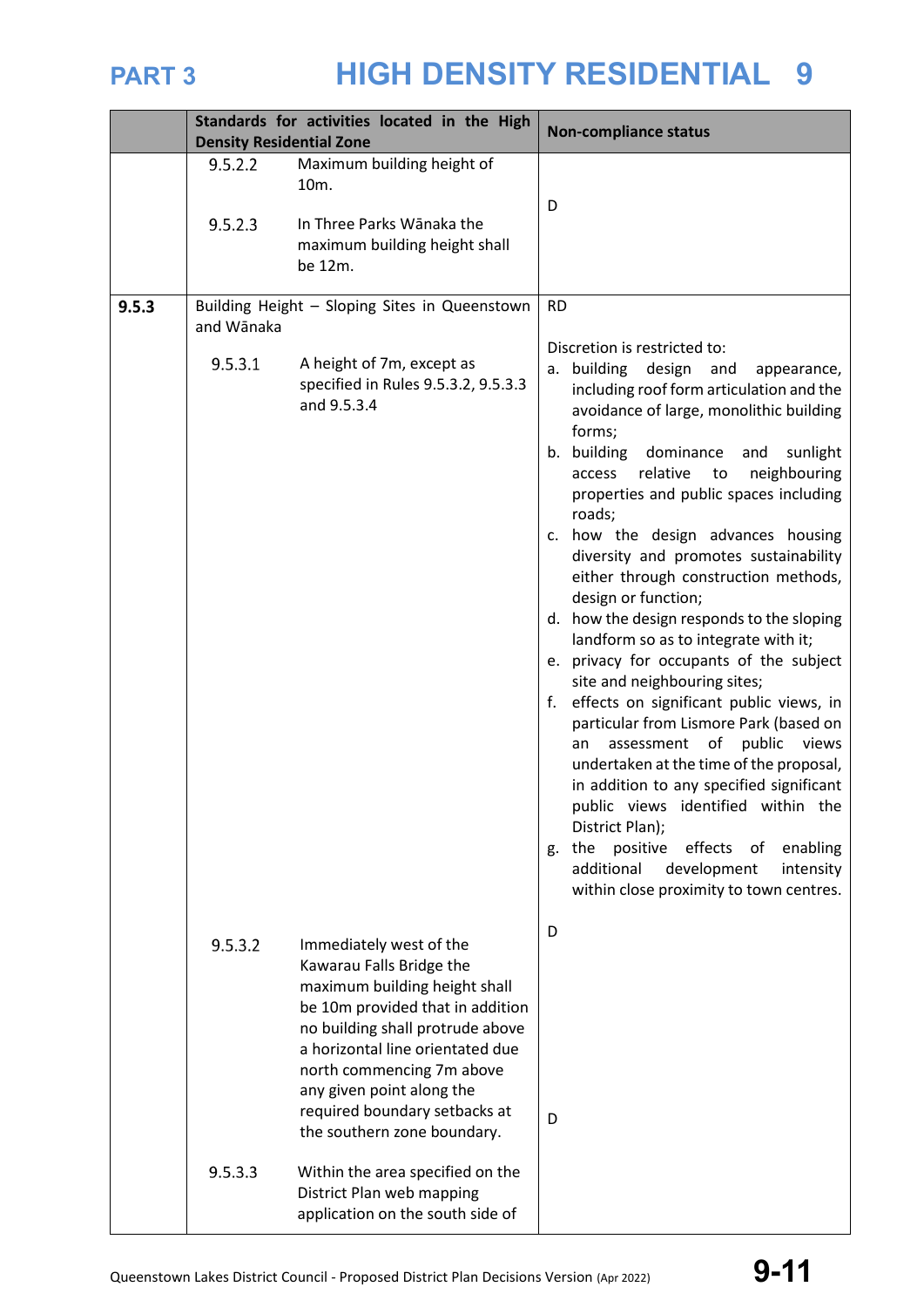| | Standards for activities located in the High Density Residential Zone | Non-compliance status |
|---|---|---|
| | 9.5.2.2 Maximum building height of 10m.<br><br>9.5.2.3 In Three Parks Wānaka the maximum building height shall be 12m. | D |
| **9.5.3** | Building Height – Sloping Sites in Queenstown and Wānaka<br><br>9.5.3.1 A height of 7m, except as specified in Rules 9.5.3.2, 9.5.3.3 and 9.5.3.4 | RD<br><br>Discretion is restricted to:<br>a. building design and appearance, including roof form articulation and the avoidance of large, monolithic building forms;<br>b. building dominance and sunlight access relative to neighbouring properties and public spaces including roads;<br>c. how the design advances housing diversity and promotes sustainability either through construction methods, design or function;<br>d. how the design responds to the sloping landform so as to integrate with it;<br>e. privacy for occupants of the subject site and neighbouring sites;<br>f. effects on significant public views, in particular from Lismore Park (based on an assessment of public views undertaken at the time of the proposal, in addition to any specified significant public views identified within the District Plan);<br>g. the positive effects of enabling additional development intensity within close proximity to town centres. |
| | 9.5.3.2 Immediately west of the Kawarau Falls Bridge the maximum building height shall be 10m provided that in addition no building shall protrude above a horizontal line orientated due north commencing 7m above any given point along the required boundary setbacks at the southern zone boundary. | D |
| | 9.5.3.3 Within the area specified on the District Plan web mapping application on the south side of | D |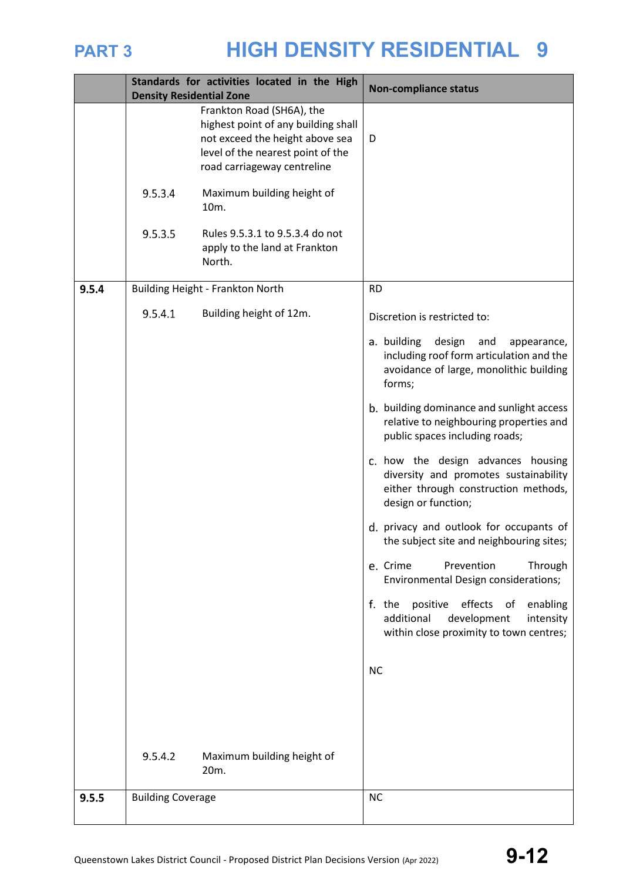| | Standards for activities located in the High Density Residential Zone | Non-compliance status |
|---|---|---|
| | Frankton Road (SH6A), the highest point of any building shall not exceed the height above sea level of the nearest point of the road carriageway centreline<br><br>9.5.3.4 Maximum building height of 10m.<br><br>9.5.3.5 Rules 9.5.3.1 to 9.5.3.4 do not apply to the land at Frankton North. | D |
| **9.5.4** | Building Height - Frankton North<br><br>9.5.4.1 Building height of 12m. | RD<br><br>Discretion is restricted to:<br><br>a. building design and appearance, including roof form articulation and the avoidance of large, monolithic building forms;<br><br>b. building dominance and sunlight access relative to neighbouring properties and public spaces including roads;<br><br>c. how the design advances housing diversity and promotes sustainability either through construction methods, design or function;<br><br>d. privacy and outlook for occupants of the subject site and neighbouring sites;<br><br>e. Crime Prevention Through Environmental Design considerations;<br><br>f. the positive effects of enabling additional development intensity within close proximity to town centres; |
| | 9.5.4.2 Maximum building height of 20m. | NC |
| **9.5.5** | Building Coverage | NC |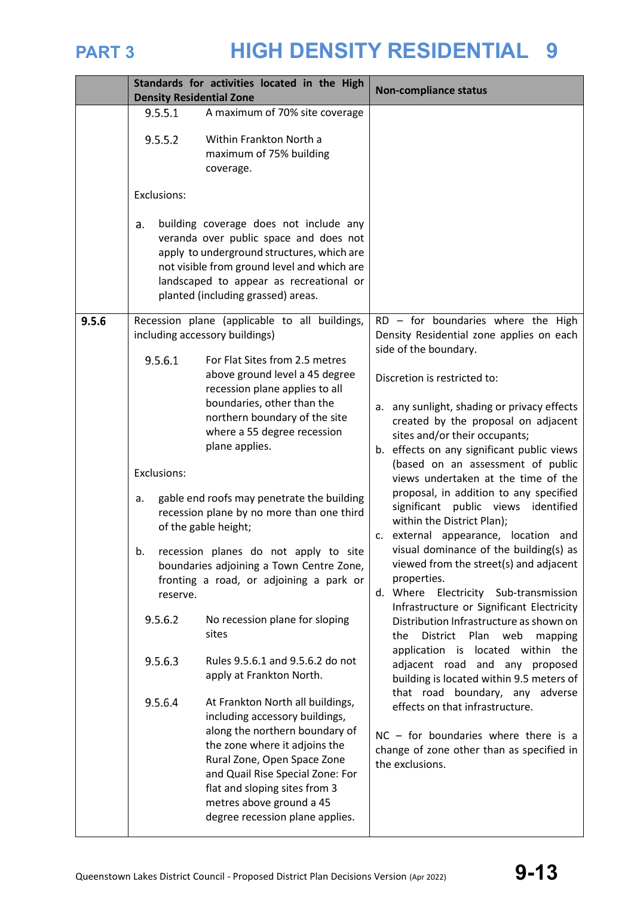# PART 3 HIGH DENSITY RESIDENTIAL 9

| | Standards for activities located in the High Density Residential Zone | Non-compliance status |
|---|---|---|
| | 9.5.5.1 A maximum of 70% site coverage<br><br>9.5.5.2 Within Frankton North a maximum of 75% building coverage.<br><br>Exclusions:<br><br>a. building coverage does not include any veranda over public space and does not apply to underground structures, which are not visible from ground level and which are landscaped to appear as recreational or planted (including grassed) areas. | |
| **9.5.6** | Recession plane (applicable to all buildings, including accessory buildings)<br><br>9.5.6.1 For Flat Sites from 2.5 metres above ground level a 45 degree recession plane applies to all boundaries, other than the northern boundary of the site where a 55 degree recession plane applies.<br><br>Exclusions:<br><br>a. gable end roofs may penetrate the building recession plane by no more than one third of the gable height;<br><br>b. recession planes do not apply to site boundaries adjoining a Town Centre Zone, fronting a road, or adjoining a park or reserve.<br><br>9.5.6.2 No recession plane for sloping sites<br><br>9.5.6.3 Rules 9.5.6.1 and 9.5.6.2 do not apply at Frankton North.<br><br>9.5.6.4 At Frankton North all buildings, including accessory buildings, along the northern boundary of the zone where it adjoins the Rural Zone, Open Space Zone and Quail Rise Special Zone: For flat and sloping sites from 3 metres above ground a 45 degree recession plane applies. | RD – for boundaries where the High Density Residential zone applies on each side of the boundary.<br><br>Discretion is restricted to:<br><br>a. any sunlight, shading or privacy effects created by the proposal on adjacent sites and/or their occupants;<br>b. effects on any significant public views (based on an assessment of public views undertaken at the time of the proposal, in addition to any specified significant public views identified within the District Plan);<br>c. external appearance, location and visual dominance of the building(s) as viewed from the street(s) and adjacent properties.<br>d. Where Electricity Sub-transmission Infrastructure or Significant Electricity Distribution Infrastructure as shown on the District Plan web mapping application is located within the adjacent road and any proposed building is located within 9.5 meters of that road boundary, any adverse effects on that infrastructure.<br><br>NC – for boundaries where there is a change of zone other than as specified in the exclusions. |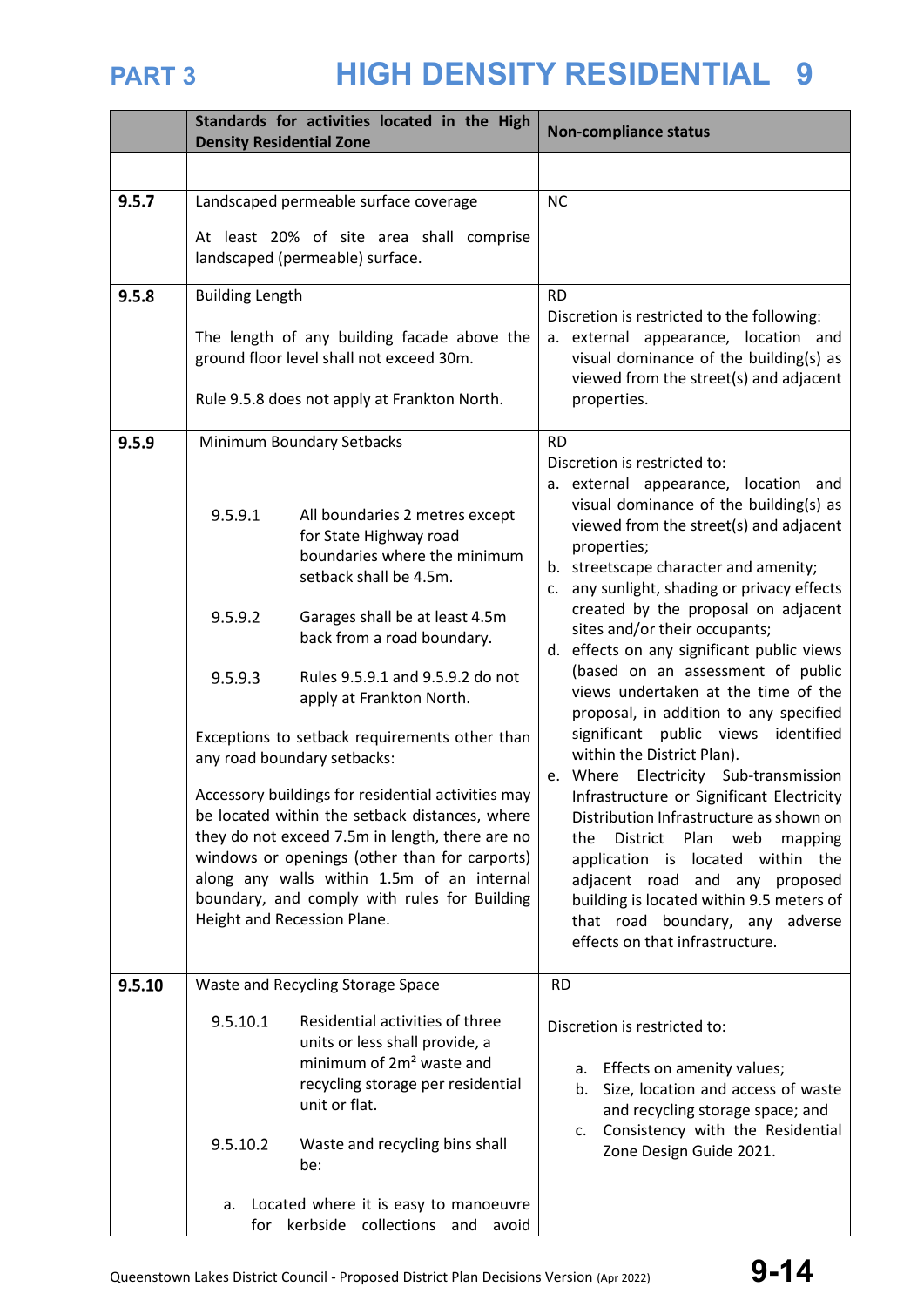# PART 3 HIGH DENSITY RESIDENTIAL 9

| | Standards for activities located in the High Density Residential Zone | Non-compliance status |
|---|---|---|
| | | |
| **9.5.7** | Landscaped permeable surface coverage<br><br>At least 20% of site area shall comprise landscaped (permeable) surface. | NC |
| **9.5.8** | Building Length<br><br>The length of any building facade above the ground floor level shall not exceed 30m.<br><br>Rule 9.5.8 does not apply at Frankton North. | RD<br>Discretion is restricted to the following:<br>a. external appearance, location and visual dominance of the building(s) as viewed from the street(s) and adjacent properties. |
| **9.5.9** | Minimum Boundary Setbacks<br><br>9.5.9.1 All boundaries 2 metres except for State Highway road boundaries where the minimum setback shall be 4.5m.<br><br>9.5.9.2 Garages shall be at least 4.5m back from a road boundary.<br><br>9.5.9.3 Rules 9.5.9.1 and 9.5.9.2 do not apply at Frankton North.<br><br>Exceptions to setback requirements other than any road boundary setbacks:<br><br>Accessory buildings for residential activities may be located within the setback distances, where they do not exceed 7.5m in length, there are no windows or openings (other than for carports) along any walls within 1.5m of an internal boundary, and comply with rules for Building Height and Recession Plane. | RD<br>Discretion is restricted to:<br>a. external appearance, location and visual dominance of the building(s) as viewed from the street(s) and adjacent properties;<br>b. streetscape character and amenity;<br>c. any sunlight, shading or privacy effects created by the proposal on adjacent sites and/or their occupants;<br>d. effects on any significant public views (based on an assessment of public views undertaken at the time of the proposal, in addition to any specified significant public views identified within the District Plan).<br>e. Where Electricity Sub-transmission Infrastructure or Significant Electricity Distribution Infrastructure as shown on the District Plan web mapping application is located within the adjacent road and any proposed building is located within 9.5 meters of that road boundary, any adverse effects on that infrastructure. |
| **9.5.10** | Waste and Recycling Storage Space<br><br>9.5.10.1 Residential activities of three units or less shall provide, a minimum of 2m² waste and recycling storage per residential unit or flat.<br><br>9.5.10.2 Waste and recycling bins shall be:<br><br>a. Located where it is easy to manoeuvre for kerbside collections and avoid | RD<br><br>Discretion is restricted to:<br><br>a. Effects on amenity values;<br>b. Size, location and access of waste and recycling storage space; and<br>c. Consistency with the Residential Zone Design Guide 2021. |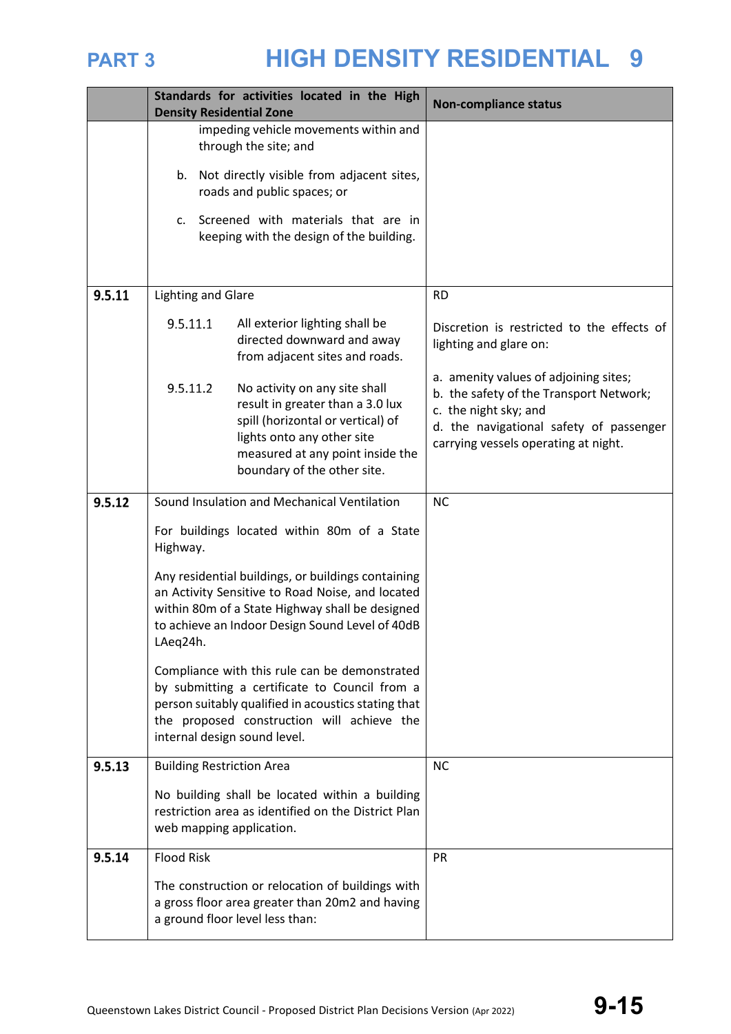| | Standards for activities located in the High Density Residential Zone | Non-compliance status |
|---|---|---|
| | impeding vehicle movements within and through the site; and<br><br>b. Not directly visible from adjacent sites, roads and public spaces; or<br><br>c. Screened with materials that are in keeping with the design of the building. | |
| **9.5.11** | Lighting and Glare<br><br>9.5.11.1 All exterior lighting shall be directed downward and away from adjacent sites and roads.<br><br>9.5.11.2 No activity on any site shall result in greater than a 3.0 lux spill (horizontal or vertical) of lights onto any other site measured at any point inside the boundary of the other site. | RD<br><br>Discretion is restricted to the effects of lighting and glare on:<br><br>a. amenity values of adjoining sites;<br>b. the safety of the Transport Network;<br>c. the night sky; and<br>d. the navigational safety of passenger carrying vessels operating at night. |
| **9.5.12** | Sound Insulation and Mechanical Ventilation<br><br>For buildings located within 80m of a State Highway.<br><br>Any residential buildings, or buildings containing an Activity Sensitive to Road Noise, and located within 80m of a State Highway shall be designed to achieve an Indoor Design Sound Level of 40dB LAeq24h.<br><br>Compliance with this rule can be demonstrated by submitting a certificate to Council from a person suitably qualified in acoustics stating that the proposed construction will achieve the internal design sound level. | NC |
| **9.5.13** | Building Restriction Area<br><br>No building shall be located within a building restriction area as identified on the District Plan web mapping application. | NC |
| **9.5.14** | Flood Risk<br><br>The construction or relocation of buildings with a gross floor area greater than 20m2 and having a ground floor level less than: | PR |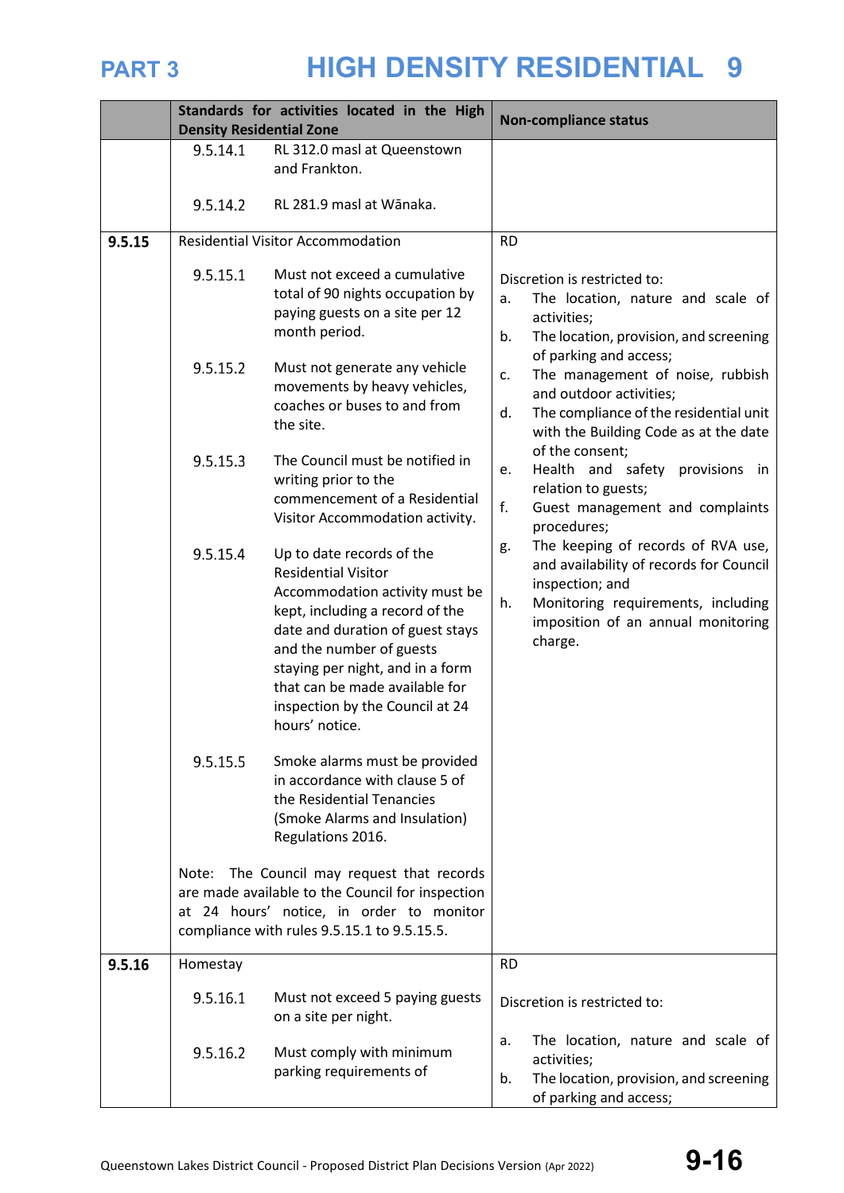| | Standards for activities located in the High Density Residential Zone | Non-compliance status |
|---|---|---|
| | 9.5.14.1 RL 312.0 masl at Queenstown and Frankton.<br><br>9.5.14.2 RL 281.9 masl at Wānaka. | |
| **9.5.15** | Residential Visitor Accommodation<br><br>9.5.15.1 Must not exceed a cumulative total of 90 nights occupation by paying guests on a site per 12 month period.<br><br>9.5.15.2 Must not generate any vehicle movements by heavy vehicles, coaches or buses to and from the site.<br><br>9.5.15.3 The Council must be notified in writing prior to the commencement of a Residential Visitor Accommodation activity.<br><br>9.5.15.4 Up to date records of the Residential Visitor Accommodation activity must be kept, including a record of the date and duration of guest stays and the number of guests staying per night, and in a form that can be made available for inspection by the Council at 24 hours' notice.<br><br>9.5.15.5 Smoke alarms must be provided in accordance with clause 5 of the Residential Tenancies (Smoke Alarms and Insulation) Regulations 2016.<br><br>Note: The Council may request that records are made available to the Council for inspection at 24 hours' notice, in order to monitor compliance with rules 9.5.15.1 to 9.5.15.5. | RD<br><br>Discretion is restricted to:<br>a. The location, nature and scale of activities;<br>b. The location, provision, and screening of parking and access;<br>c. The management of noise, rubbish and outdoor activities;<br>d. The compliance of the residential unit with the Building Code as at the date of the consent;<br>e. Health and safety provisions in relation to guests;<br>f. Guest management and complaints procedures;<br>g. The keeping of records of RVA use, and availability of records for Council inspection; and<br>h. Monitoring requirements, including imposition of an annual monitoring charge. |
| **9.5.16** | Homestay<br><br>9.5.16.1 Must not exceed 5 paying guests on a site per night.<br><br>9.5.16.2 Must comply with minimum parking requirements of | RD<br><br>Discretion is restricted to:<br><br>a. The location, nature and scale of activities;<br>b. The location, provision, and screening of parking and access; |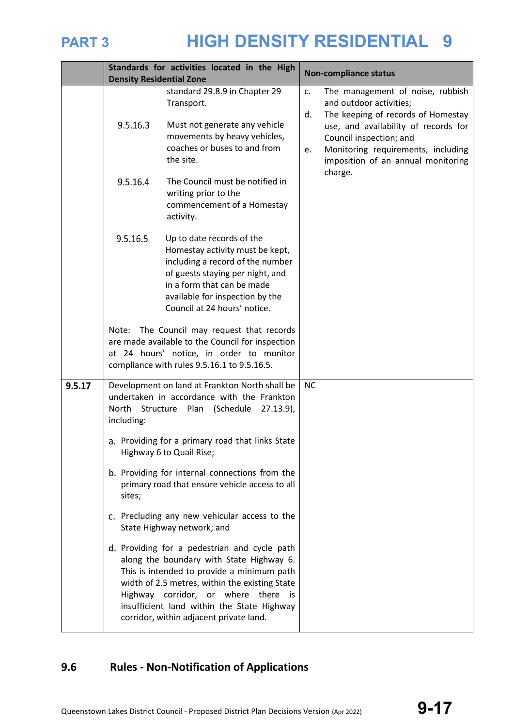| | Standards for activities located in the High Density Residential Zone | Non-compliance status |
|---|---|---|
| | standard 29.8.9 in Chapter 29 Transport.<br><br>9.5.16.3 Must not generate any vehicle movements by heavy vehicles, coaches or buses to and from the site.<br><br>9.5.16.4 The Council must be notified in writing prior to the commencement of a Homestay activity.<br><br>9.5.16.5 Up to date records of the Homestay activity must be kept, including a record of the number of guests staying per night, and in a form that can be made available for inspection by the Council at 24 hours' notice.<br><br>Note: The Council may request that records are made available to the Council for inspection at 24 hours' notice, in order to monitor compliance with rules 9.5.16.1 to 9.5.16.5. | c. The management of noise, rubbish and outdoor activities;<br>d. The keeping of records of Homestay use, and availability of records for Council inspection; and<br>e. Monitoring requirements, including imposition of an annual monitoring charge. |
| **9.5.17** | Development on land at Frankton North shall be undertaken in accordance with the Frankton North Structure Plan (Schedule 27.13.9), including:<br><br>a. Providing for a primary road that links State Highway 6 to Quail Rise;<br><br>b. Providing for internal connections from the primary road that ensure vehicle access to all sites;<br><br>c. Precluding any new vehicular access to the State Highway network; and<br><br>d. Providing for a pedestrian and cycle path along the boundary with State Highway 6. This is intended to provide a minimum path width of 2.5 metres, within the existing State Highway corridor, or where there is insufficient land within the State Highway corridor, within adjacent private land. | NC |

## 9.6 Rules - Non-Notification of Applications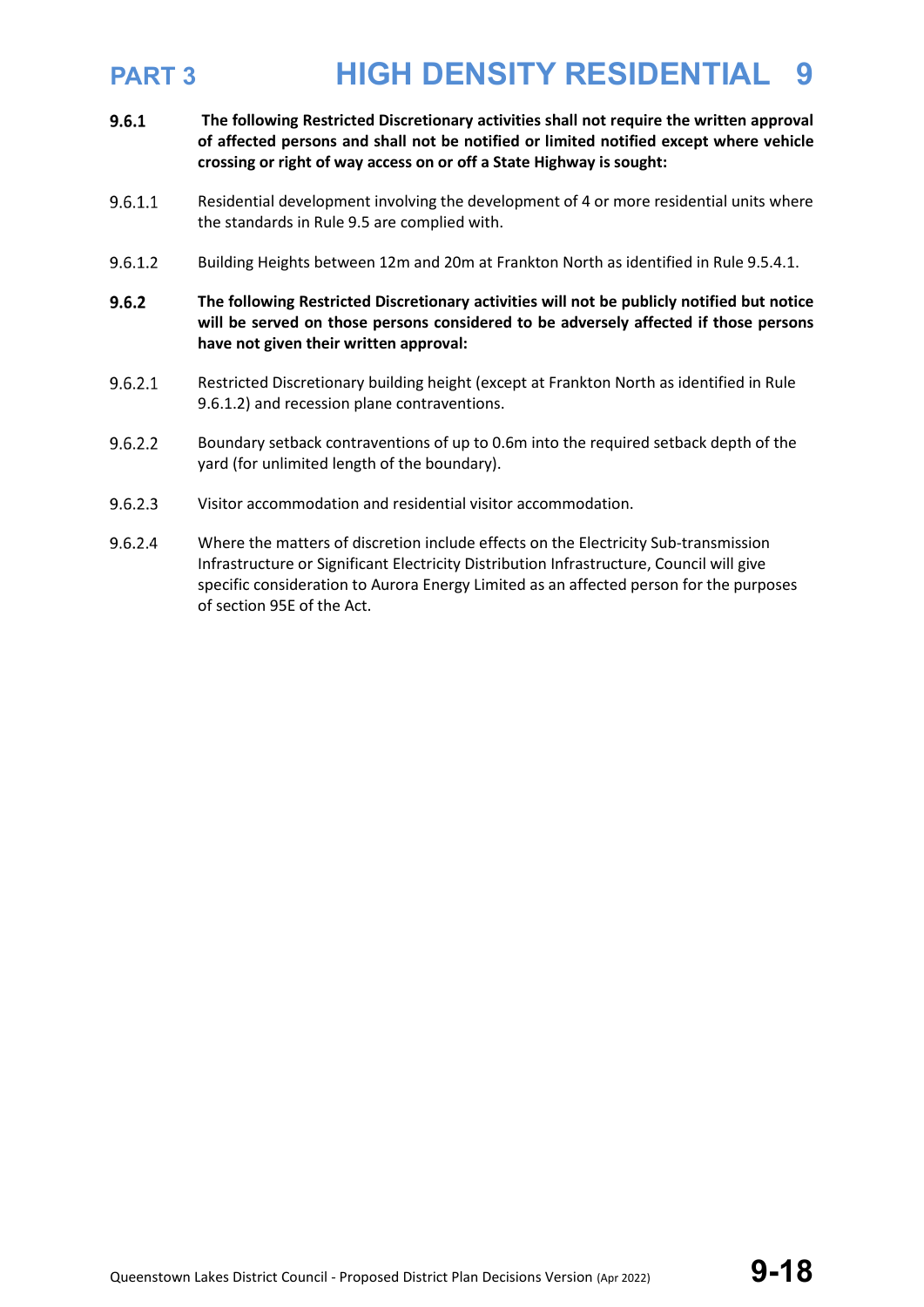**9.6.1** **The following Restricted Discretionary activities shall not require the written approval of affected persons and shall not be notified or limited notified except where vehicle crossing or right of way access on or off a State Highway is sought:**

9.6.1.1 Residential development involving the development of 4 or more residential units where the standards in Rule 9.5 are complied with.

9.6.1.2 Building Heights between 12m and 20m at Frankton North as identified in Rule 9.5.4.1.

**9.6.2** **The following Restricted Discretionary activities will not be publicly notified but notice will be served on those persons considered to be adversely affected if those persons have not given their written approval:**

9.6.2.1 Restricted Discretionary building height (except at Frankton North as identified in Rule 9.6.1.2) and recession plane contraventions.

9.6.2.2 Boundary setback contraventions of up to 0.6m into the required setback depth of the yard (for unlimited length of the boundary).

9.6.2.3 Visitor accommodation and residential visitor accommodation.

9.6.2.4 Where the matters of discretion include effects on the Electricity Sub-transmission Infrastructure or Significant Electricity Distribution Infrastructure, Council will give specific consideration to Aurora Energy Limited as an affected person for the purposes of section 95E of the Act.